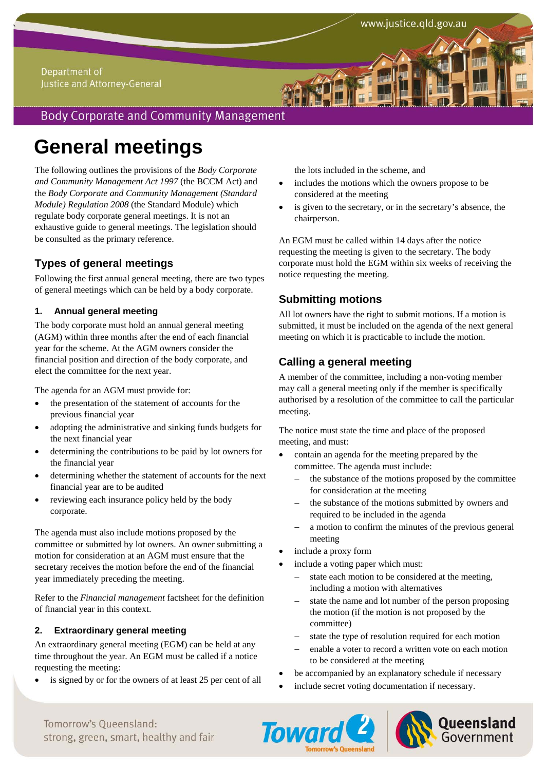# General meetings

The following outlines the provisions of the *Body Corporate and Community Management Act 1997* (the BCCM Act) and the *Body Corporate and Community Management (Standard Module) Regulation 2008* (the Standard Module) which regulate body corporate general meetings. It is not an exhaustive guide to general meetings. The legislation should be consulted as the primary reference.

## Types of general meetings

Following the first annual general meeting, there are two types of general meetings which can be held by a body corporate.

### 1. Annual general meeting

The body corporate must hold an annual general meeting (AGM) within three months after the end of each financial year for the scheme. At the AGM owners consider the financial position and direction of the body corporate, and elect the committee for the next year.

The agenda for an AGM must provide for:

- the presentation of the statement of accounts for the previous financial year
- adopting the administrative and sinking funds budgets for the next financial year
- determining the contributions to be paid by lot owners for the financial year
- determining whether the statement of accounts for the next financial year are to be audited
- reviewing each insurance policy held by the body corporate.

The agenda must also include motions proposed by the committee or submitted by lot owners. An owner submitting a motion for consideration at an AGM must ensure that the secretary receives the motion before the end of the financial year immediately preceding the meeting.

Refer to the *Financial management* factsheet for the definition of financial year in this context.

### 2. Extraordinary general meeting

An extraordinary general meeting (EGM) can be held at any time throughout the year. An EGM must be called if a notice requesting the meeting:

- is signed by or for the owners of at least 25 per cent of all the lots included in the scheme, and
- includes the motions which the owners propose to be considered at the meeting
- is given to the secretary, or in the secretary's absence, the chairperson.

An EGM must be called within 14 days after the notice requesting the meeting is given to the secretary. The body corporate must hold the EGM within six weeks of receiving the notice requesting the meeting.

## Submitting motions

All lot owners have the right to submit motions. If a motion is submitted, it must be included on the agenda of the next general meeting on which it is practicable to include the motion.

## Calling a general meeting

A member of the committee, including a non-voting member may call a general meeting only if the member is specifically authorised by a resolution of the committee to call the particular meeting.

The notice must state the time and place of the proposed meeting, and must:

- contain an agenda for the meeting prepared by the committee. The agenda must include:
  - the substance of the motions proposed by the committee for consideration at the meeting
  - the substance of the motions submitted by owners and required to be included in the agenda
  - a motion to confirm the minutes of the previous general meeting
- include a proxy form
- include a voting paper which must:
  - state each motion to be considered at the meeting, including a motion with alternatives
  - state the name and lot number of the person proposing the motion (if the motion is not proposed by the committee)
  - state the type of resolution required for each motion
  - enable a voter to record a written vote on each motion to be considered at the meeting
- be accompanied by an explanatory schedule if necessary
- include secret voting documentation if necessary.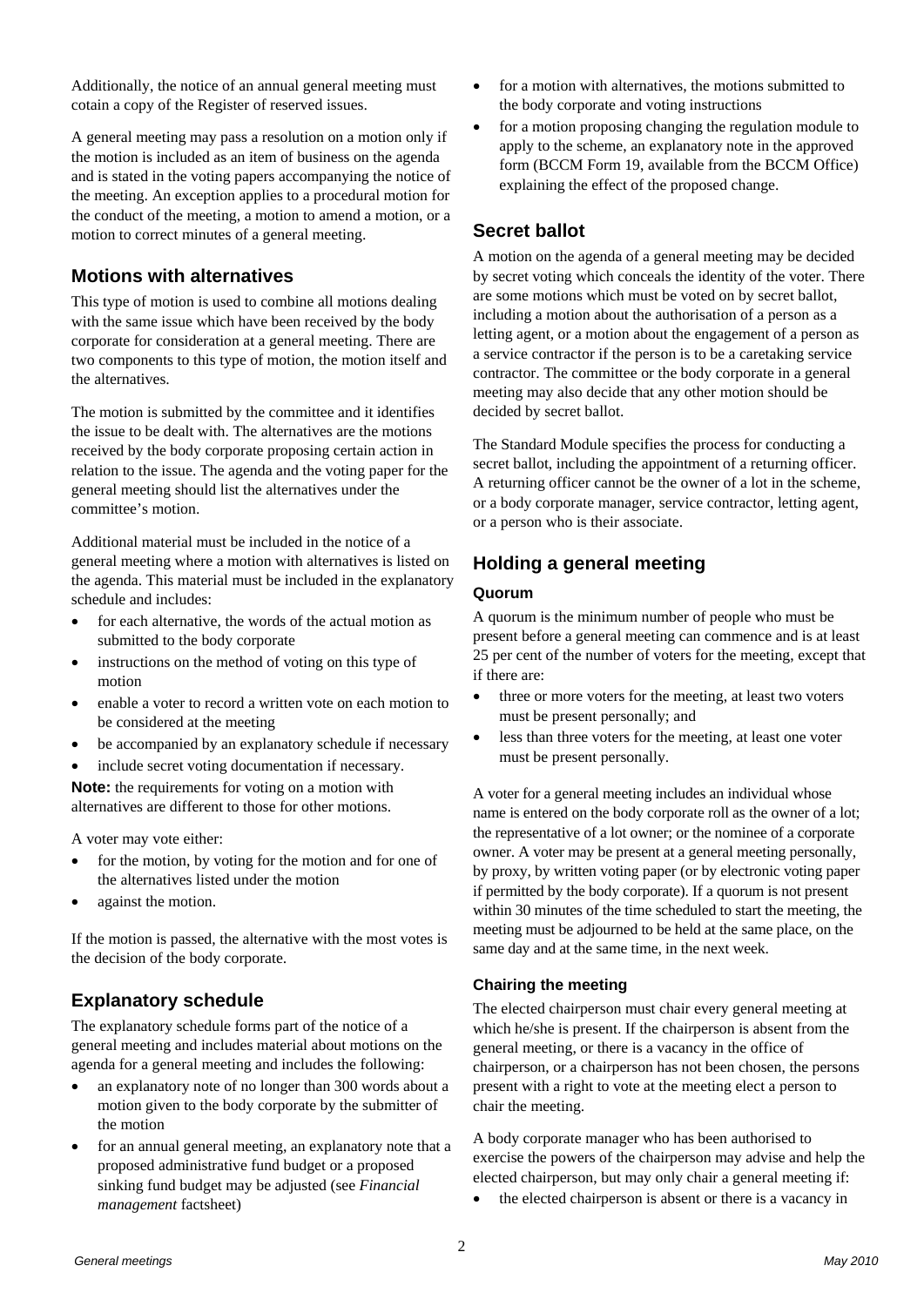Additionally, the notice of an annual general meeting must cotain a copy of the Register of reserved issues.

A general meeting may pass a resolution on a motion only if the motion is included as an item of business on the agenda and is stated in the voting papers accompanying the notice of the meeting. An exception applies to a procedural motion for the conduct of the meeting, a motion to amend a motion, or a motion to correct minutes of a general meeting.

## Motions with alternatives

This type of motion is used to combine all motions dealing with the same issue which have been received by the body corporate for consideration at a general meeting. There are two components to this type of motion, the motion itself and the alternatives.

The motion is submitted by the committee and it identifies the issue to be dealt with. The alternatives are the motions received by the body corporate proposing certain action in relation to the issue. The agenda and the voting paper for the general meeting should list the alternatives under the committee's motion.

Additional material must be included in the notice of a general meeting where a motion with alternatives is listed on the agenda. This material must be included in the explanatory schedule and includes:

- for each alternative, the words of the actual motion as submitted to the body corporate
- instructions on the method of voting on this type of motion
- enable a voter to record a written vote on each motion to be considered at the meeting
- be accompanied by an explanatory schedule if necessary
- include secret voting documentation if necessary.

**Note:** the requirements for voting on a motion with alternatives are different to those for other motions.

A voter may vote either:

- for the motion, by voting for the motion and for one of the alternatives listed under the motion
- against the motion.

If the motion is passed, the alternative with the most votes is the decision of the body corporate.

## Explanatory schedule

The explanatory schedule forms part of the notice of a general meeting and includes material about motions on the agenda for a general meeting and includes the following:

- an explanatory note of no longer than 300 words about a motion given to the body corporate by the submitter of the motion
- for an annual general meeting, an explanatory note that a proposed administrative fund budget or a proposed sinking fund budget may be adjusted (see *Financial management* factsheet)
- for a motion with alternatives, the motions submitted to the body corporate and voting instructions
- for a motion proposing changing the regulation module to apply to the scheme, an explanatory note in the approved form (BCCM Form 19, available from the BCCM Office) explaining the effect of the proposed change.

## Secret ballot

A motion on the agenda of a general meeting may be decided by secret voting which conceals the identity of the voter. There are some motions which must be voted on by secret ballot, including a motion about the authorisation of a person as a letting agent, or a motion about the engagement of a person as a service contractor if the person is to be a caretaking service contractor. The committee or the body corporate in a general meeting may also decide that any other motion should be decided by secret ballot.

The Standard Module specifies the process for conducting a secret ballot, including the appointment of a returning officer. A returning officer cannot be the owner of a lot in the scheme, or a body corporate manager, service contractor, letting agent, or a person who is their associate.

## Holding a general meeting

### Quorum

A quorum is the minimum number of people who must be present before a general meeting can commence and is at least 25 per cent of the number of voters for the meeting, except that if there are:

- three or more voters for the meeting, at least two voters must be present personally; and
- less than three voters for the meeting, at least one voter must be present personally.

A voter for a general meeting includes an individual whose name is entered on the body corporate roll as the owner of a lot; the representative of a lot owner; or the nominee of a corporate owner. A voter may be present at a general meeting personally, by proxy, by written voting paper (or by electronic voting paper if permitted by the body corporate). If a quorum is not present within 30 minutes of the time scheduled to start the meeting, the meeting must be adjourned to be held at the same place, on the same day and at the same time, in the next week.

### Chairing the meeting

The elected chairperson must chair every general meeting at which he/she is present. If the chairperson is absent from the general meeting, or there is a vacancy in the office of chairperson, or a chairperson has not been chosen, the persons present with a right to vote at the meeting elect a person to chair the meeting.

A body corporate manager who has been authorised to exercise the powers of the chairperson may advise and help the elected chairperson, but may only chair a general meeting if:

- the elected chairperson is absent or there is a vacancy in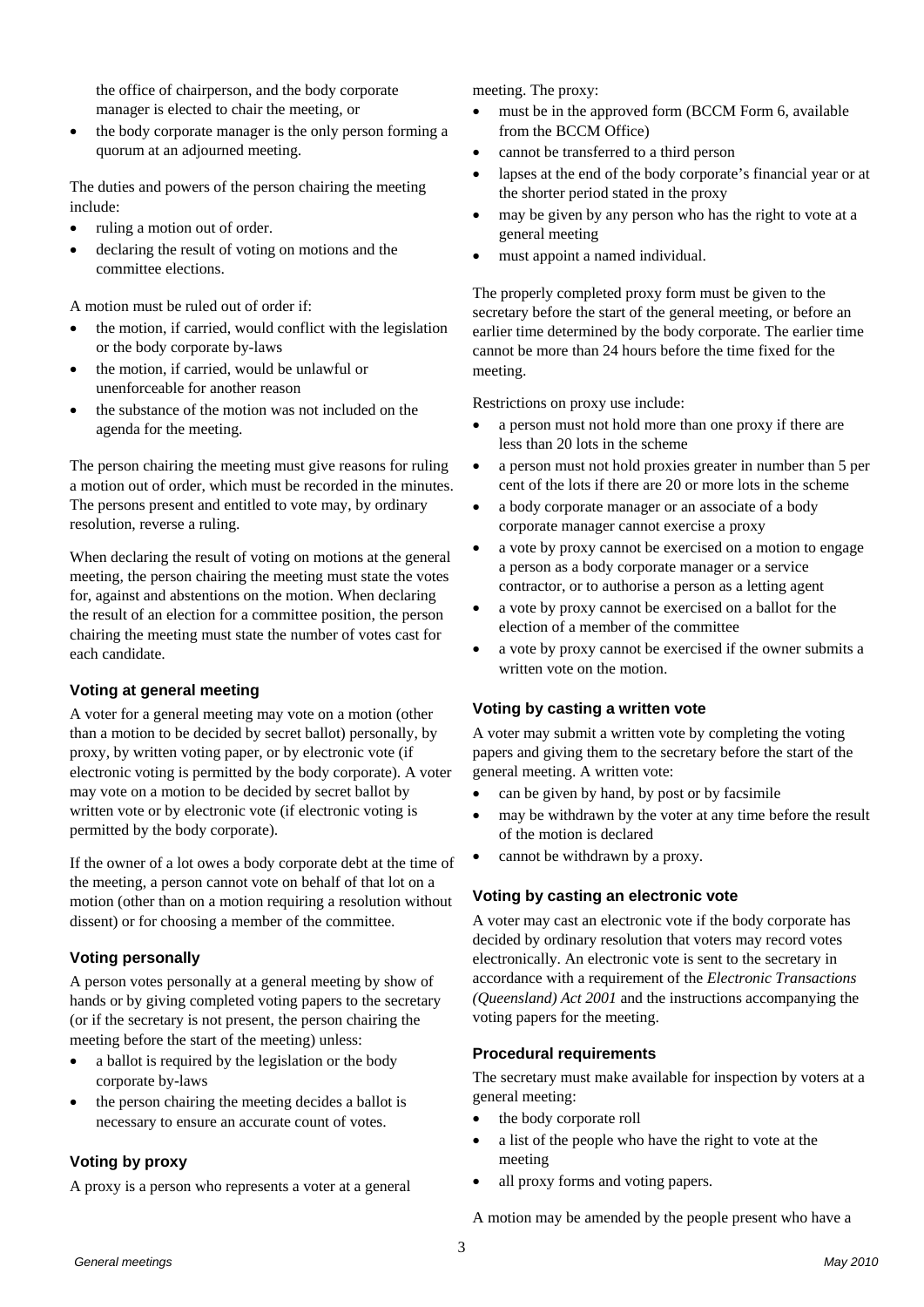the office of chairperson, and the body corporate manager is elected to chair the meeting, or

- the body corporate manager is the only person forming a quorum at an adjourned meeting.

The duties and powers of the person chairing the meeting include:

- ruling a motion out of order.
- declaring the result of voting on motions and the committee elections.

A motion must be ruled out of order if:

- the motion, if carried, would conflict with the legislation or the body corporate by-laws
- the motion, if carried, would be unlawful or unenforceable for another reason
- the substance of the motion was not included on the agenda for the meeting.

The person chairing the meeting must give reasons for ruling a motion out of order, which must be recorded in the minutes. The persons present and entitled to vote may, by ordinary resolution, reverse a ruling.

When declaring the result of voting on motions at the general meeting, the person chairing the meeting must state the votes for, against and abstentions on the motion. When declaring the result of an election for a committee position, the person chairing the meeting must state the number of votes cast for each candidate.

### Voting at general meeting

A voter for a general meeting may vote on a motion (other than a motion to be decided by secret ballot) personally, by proxy, by written voting paper, or by electronic vote (if electronic voting is permitted by the body corporate). A voter may vote on a motion to be decided by secret ballot by written vote or by electronic vote (if electronic voting is permitted by the body corporate).

If the owner of a lot owes a body corporate debt at the time of the meeting, a person cannot vote on behalf of that lot on a motion (other than on a motion requiring a resolution without dissent) or for choosing a member of the committee.

### Voting personally

A person votes personally at a general meeting by show of hands or by giving completed voting papers to the secretary (or if the secretary is not present, the person chairing the meeting before the start of the meeting) unless:

- a ballot is required by the legislation or the body corporate by-laws
- the person chairing the meeting decides a ballot is necessary to ensure an accurate count of votes.

### Voting by proxy

A proxy is a person who represents a voter at a general meeting. The proxy:

- must be in the approved form (BCCM Form 6, available from the BCCM Office)
- cannot be transferred to a third person
- lapses at the end of the body corporate's financial year or at the shorter period stated in the proxy
- may be given by any person who has the right to vote at a general meeting
- must appoint a named individual.

The properly completed proxy form must be given to the secretary before the start of the general meeting, or before an earlier time determined by the body corporate. The earlier time cannot be more than 24 hours before the time fixed for the meeting.

Restrictions on proxy use include:

- a person must not hold more than one proxy if there are less than 20 lots in the scheme
- a person must not hold proxies greater in number than 5 per cent of the lots if there are 20 or more lots in the scheme
- a body corporate manager or an associate of a body corporate manager cannot exercise a proxy
- a vote by proxy cannot be exercised on a motion to engage a person as a body corporate manager or a service contractor, or to authorise a person as a letting agent
- a vote by proxy cannot be exercised on a ballot for the election of a member of the committee
- a vote by proxy cannot be exercised if the owner submits a written vote on the motion.

### Voting by casting a written vote

A voter may submit a written vote by completing the voting papers and giving them to the secretary before the start of the general meeting. A written vote:

- can be given by hand, by post or by facsimile
- may be withdrawn by the voter at any time before the result of the motion is declared
- cannot be withdrawn by a proxy.

### Voting by casting an electronic vote

A voter may cast an electronic vote if the body corporate has decided by ordinary resolution that voters may record votes electronically. An electronic vote is sent to the secretary in accordance with a requirement of the *Electronic Transactions (Queensland) Act 2001* and the instructions accompanying the voting papers for the meeting.

### Procedural requirements

The secretary must make available for inspection by voters at a general meeting:

- the body corporate roll
- a list of the people who have the right to vote at the meeting
- all proxy forms and voting papers.

A motion may be amended by the people present who have a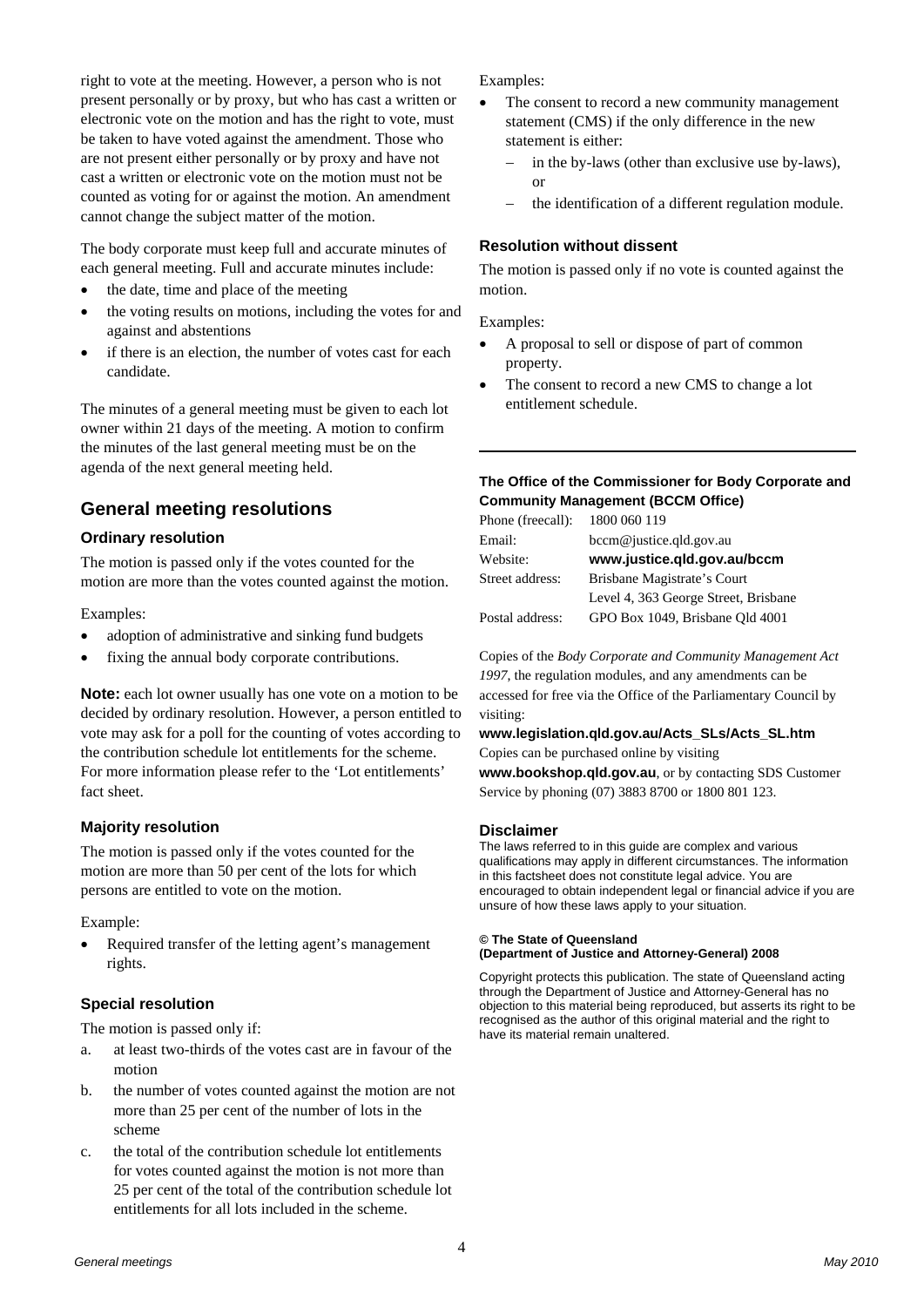right to vote at the meeting. However, a person who is not present personally or by proxy, but who has cast a written or electronic vote on the motion and has the right to vote, must be taken to have voted against the amendment. Those who are not present either personally or by proxy and have not cast a written or electronic vote on the motion must not be counted as voting for or against the motion. An amendment cannot change the subject matter of the motion.

The body corporate must keep full and accurate minutes of each general meeting. Full and accurate minutes include:

- the date, time and place of the meeting
- the voting results on motions, including the votes for and against and abstentions
- if there is an election, the number of votes cast for each candidate.

The minutes of a general meeting must be given to each lot owner within 21 days of the meeting. A motion to confirm the minutes of the last general meeting must be on the agenda of the next general meeting held.

## General meeting resolutions

### Ordinary resolution

The motion is passed only if the votes counted for the motion are more than the votes counted against the motion.

Examples:

- adoption of administrative and sinking fund budgets
- fixing the annual body corporate contributions.

**Note:** each lot owner usually has one vote on a motion to be decided by ordinary resolution. However, a person entitled to vote may ask for a poll for the counting of votes according to the contribution schedule lot entitlements for the scheme. For more information please refer to the 'Lot entitlements' fact sheet.

### Majority resolution

The motion is passed only if the votes counted for the motion are more than 50 per cent of the lots for which persons are entitled to vote on the motion.

Example:

- Required transfer of the letting agent's management rights.

### Special resolution

The motion is passed only if:

a. at least two-thirds of the votes cast are in favour of the motion
b. the number of votes counted against the motion are not more than 25 per cent of the number of lots in the scheme
c. the total of the contribution schedule lot entitlements for votes counted against the motion is not more than 25 per cent of the total of the contribution schedule lot entitlements for all lots included in the scheme.

Examples:

- The consent to record a new community management statement (CMS) if the only difference in the new statement is either:
  - in the by-laws (other than exclusive use by-laws), or
  - the identification of a different regulation module.

### Resolution without dissent

The motion is passed only if no vote is counted against the motion.

Examples:

- A proposal to sell or dispose of part of common property.
- The consent to record a new CMS to change a lot entitlement schedule.

---

**The Office of the Commissioner for Body Corporate and Community Management (BCCM Office)**

| | |
|---|---|
| Phone (freecall): | 1800 060 119 |
| Email: | bccm@justice.qld.gov.au |
| Website: | **www.justice.qld.gov.au/bccm** |
| Street address: | Brisbane Magistrate's Court<br>Level 4, 363 George Street, Brisbane |
| Postal address: | GPO Box 1049, Brisbane Qld 4001 |

Copies of the *Body Corporate and Community Management Act 1997*, the regulation modules, and any amendments can be accessed for free via the Office of the Parliamentary Council by visiting:

**www.legislation.qld.gov.au/Acts_SLs/Acts_SL.htm**

Copies can be purchased online by visiting **www.bookshop.qld.gov.au**, or by contacting SDS Customer Service by phoning (07) 3883 8700 or 1800 801 123.

### Disclaimer

The laws referred to in this guide are complex and various qualifications may apply in different circumstances. The information in this factsheet does not constitute legal advice. You are encouraged to obtain independent legal or financial advice if you are unsure of how these laws apply to your situation.

**© The State of Queensland**
**(Department of Justice and Attorney-General) 2008**

Copyright protects this publication. The state of Queensland acting through the Department of Justice and Attorney-General has no objection to this material being reproduced, but asserts its right to be recognised as the author of this original material and the right to have its material remain unaltered.